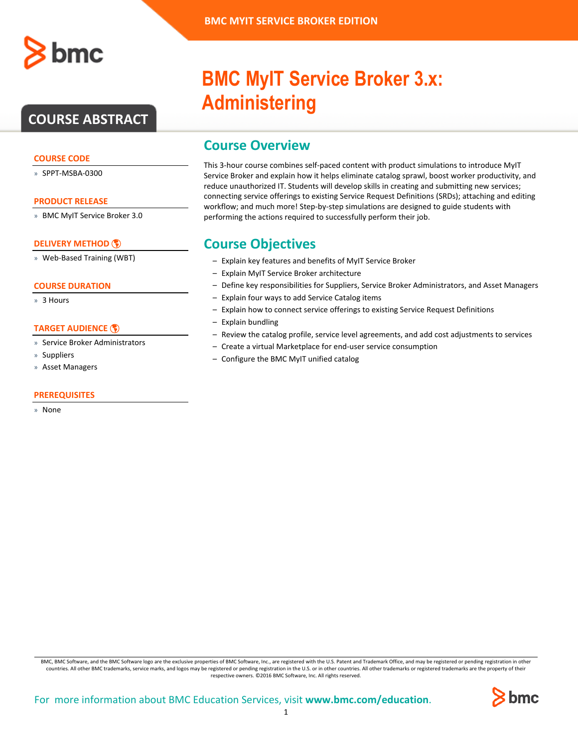BMC MYIT SERVICE BROKER EDITION

# BMC MyIT Service Broker 3.x: Administering

## COURSE ABSTRACT

### COURSE CODE

» SPPT-MSBA-0300

### PRODUCT RELEASE

» BMC MyIT Service Broker 3.0

### DELIVERY METHOD

» Web-Based Training (WBT)

### COURSE DURATION

» 3 Hours

### TARGET AUDIENCE

» Service Broker Administrators
» Suppliers
» Asset Managers

### PREREQUISITES

» None

## Course Overview

This 3-hour course combines self-paced content with product simulations to introduce MyIT Service Broker and explain how it helps eliminate catalog sprawl, boost worker productivity, and reduce unauthorized IT. Students will develop skills in creating and submitting new services; connecting service offerings to existing Service Request Definitions (SRDs); attaching and editing workflow; and much more! Step-by-step simulations are designed to guide students with performing the actions required to successfully perform their job.

## Course Objectives

- Explain key features and benefits of MyIT Service Broker
- Explain MyIT Service Broker architecture
- Define key responsibilities for Suppliers, Service Broker Administrators, and Asset Managers
- Explain four ways to add Service Catalog items
- Explain how to connect service offerings to existing Service Request Definitions
- Explain bundling
- Review the catalog profile, service level agreements, and add cost adjustments to services
- Create a virtual Marketplace for end-user service consumption
- Configure the BMC MyIT unified catalog

BMC, BMC Software, and the BMC Software logo are the exclusive properties of BMC Software, Inc., are registered with the U.S. Patent and Trademark Office, and may be registered or pending registration in other countries. All other BMC trademarks, service marks, and logos may be registered or pending registration in the U.S. or in other countries. All other trademarks or registered trademarks are the property of their respective owners. ©2016 BMC Software, Inc. All rights reserved.

For more information about BMC Education Services, visit **www.bmc.com/education**.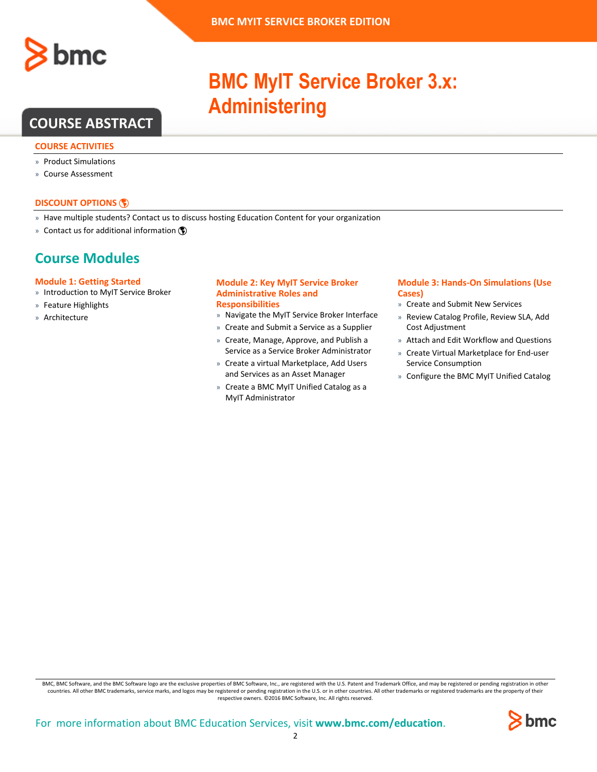# BMC MyIT Service Broker 3.x: Administering

## COURSE ABSTRACT

### COURSE ACTIVITIES

- Product Simulations
- Course Assessment

### DISCOUNT OPTIONS

- Have multiple students? Contact us to discuss hosting Education Content for your organization
- Contact us for additional information

## Course Modules

### Module 1: Getting Started

- Introduction to MyIT Service Broker
- Feature Highlights
- Architecture

### Module 2: Key MyIT Service Broker Administrative Roles and Responsibilities

- Navigate the MyIT Service Broker Interface
- Create and Submit a Service as a Supplier
- Create, Manage, Approve, and Publish a Service as a Service Broker Administrator
- Create a virtual Marketplace, Add Users and Services as an Asset Manager
- Create a BMC MyIT Unified Catalog as a MyIT Administrator

### Module 3: Hands-On Simulations (Use Cases)

- Create and Submit New Services
- Review Catalog Profile, Review SLA, Add Cost Adjustment
- Attach and Edit Workflow and Questions
- Create Virtual Marketplace for End-user Service Consumption
- Configure the BMC MyIT Unified Catalog

BMC, BMC Software, and the BMC Software logo are the exclusive properties of BMC Software, Inc., are registered with the U.S. Patent and Trademark Office, and may be registered or pending registration in other countries. All other BMC trademarks, service marks, and logos may be registered or pending registration in the U.S. or in other countries. All other trademarks or registered trademarks are the property of their respective owners. ©2016 BMC Software, Inc. All rights reserved.

For more information about BMC Education Services, visit **www.bmc.com/education**.